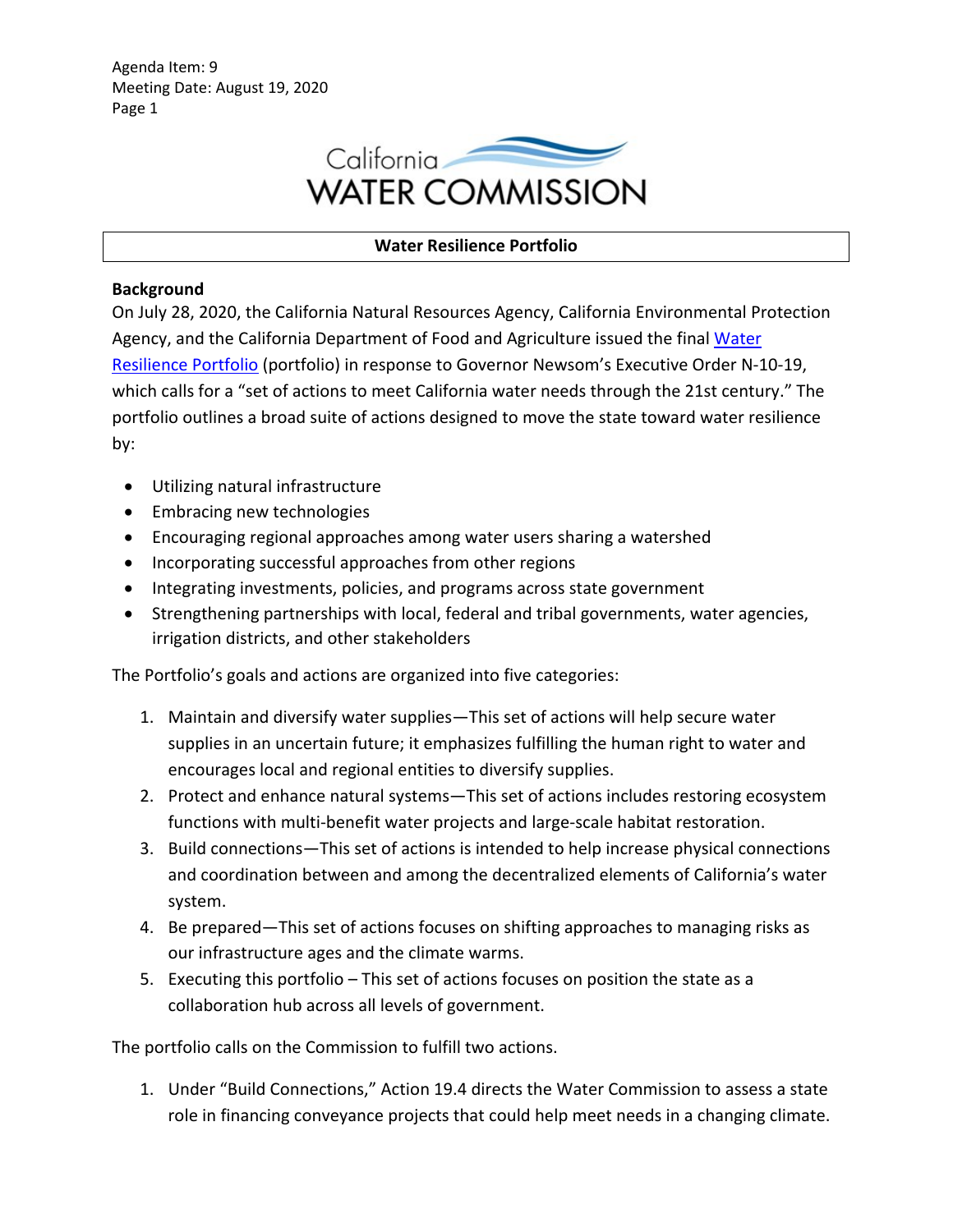Agenda Item: 9
Meeting Date: August 19, 2020

California WATER COMMISSION

## Water Resilience Portfolio

### Background

On July 28, 2020, the California Natural Resources Agency, California Environmental Protection Agency, and the California Department of Food and Agriculture issued the final Water Resilience Portfolio (portfolio) in response to Governor Newsom's Executive Order N-10-19, which calls for a "set of actions to meet California water needs through the 21st century." The portfolio outlines a broad suite of actions designed to move the state toward water resilience by:

- Utilizing natural infrastructure
- Embracing new technologies
- Encouraging regional approaches among water users sharing a watershed
- Incorporating successful approaches from other regions
- Integrating investments, policies, and programs across state government
- Strengthening partnerships with local, federal and tribal governments, water agencies, irrigation districts, and other stakeholders

The Portfolio's goals and actions are organized into five categories:

1. Maintain and diversify water supplies—This set of actions will help secure water supplies in an uncertain future; it emphasizes fulfilling the human right to water and encourages local and regional entities to diversify supplies.
2. Protect and enhance natural systems—This set of actions includes restoring ecosystem functions with multi-benefit water projects and large-scale habitat restoration.
3. Build connections—This set of actions is intended to help increase physical connections and coordination between and among the decentralized elements of California's water system.
4. Be prepared—This set of actions focuses on shifting approaches to managing risks as our infrastructure ages and the climate warms.
5. Executing this portfolio – This set of actions focuses on position the state as a collaboration hub across all levels of government.

The portfolio calls on the Commission to fulfill two actions.

1. Under "Build Connections," Action 19.4 directs the Water Commission to assess a state role in financing conveyance projects that could help meet needs in a changing climate.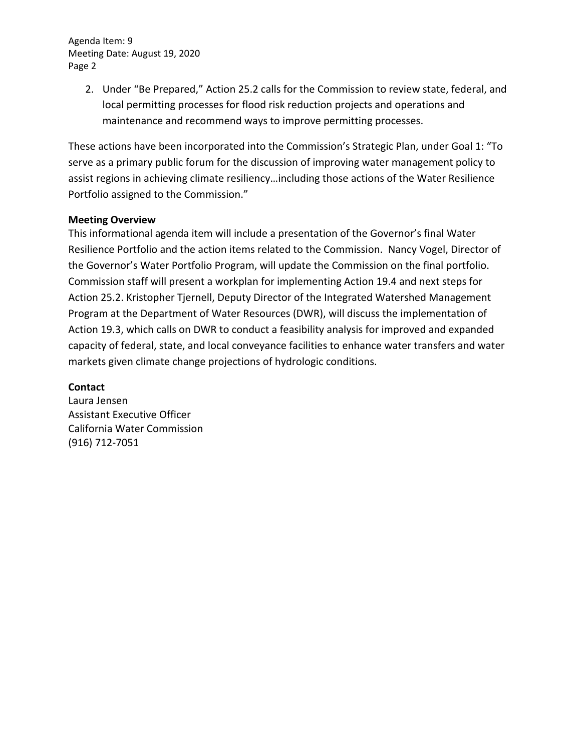2. Under “Be Prepared,” Action 25.2 calls for the Commission to review state, federal, and local permitting processes for flood risk reduction projects and operations and maintenance and recommend ways to improve permitting processes.

These actions have been incorporated into the Commission’s Strategic Plan, under Goal 1: “To serve as a primary public forum for the discussion of improving water management policy to assist regions in achieving climate resiliency…including those actions of the Water Resilience Portfolio assigned to the Commission.”

**Meeting Overview**

This informational agenda item will include a presentation of the Governor’s final Water Resilience Portfolio and the action items related to the Commission. Nancy Vogel, Director of the Governor’s Water Portfolio Program, will update the Commission on the final portfolio. Commission staff will present a workplan for implementing Action 19.4 and next steps for Action 25.2. Kristopher Tjernell, Deputy Director of the Integrated Watershed Management Program at the Department of Water Resources (DWR), will discuss the implementation of Action 19.3, which calls on DWR to conduct a feasibility analysis for improved and expanded capacity of federal, state, and local conveyance facilities to enhance water transfers and water markets given climate change projections of hydrologic conditions.

**Contact**

Laura Jensen
Assistant Executive Officer
California Water Commission
(916) 712-7051